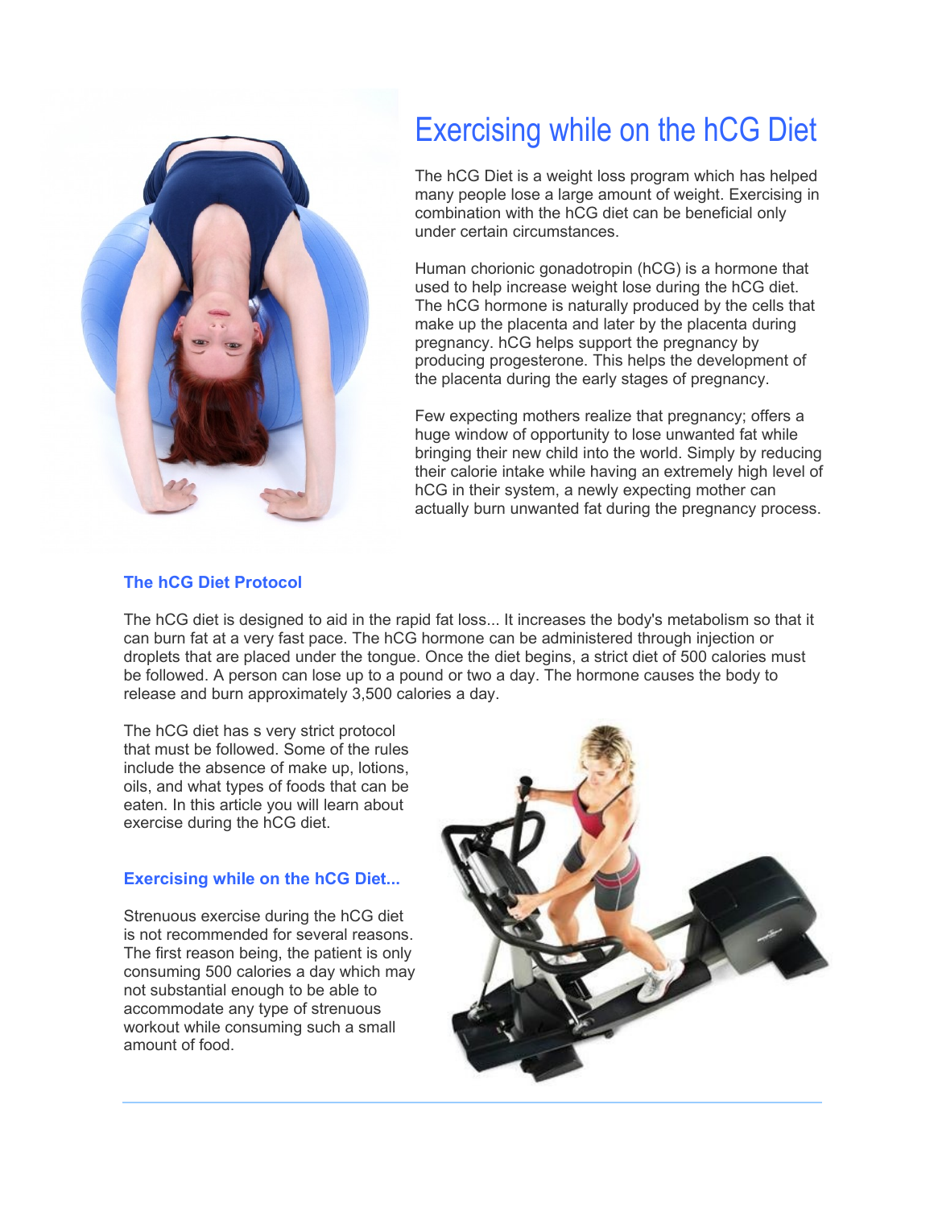# Exercising while on the hCG Diet

The hCG Diet is a weight loss program which has helped many people lose a large amount of weight. Exercising in combination with the hCG diet can be beneficial only under certain circumstances.

Human chorionic gonadotropin (hCG) is a hormone that used to help increase weight lose during the hCG diet. The hCG hormone is naturally produced by the cells that make up the placenta and later by the placenta during pregnancy. hCG helps support the pregnancy by producing progesterone. This helps the development of the placenta during the early stages of pregnancy.

Few expecting mothers realize that pregnancy; offers a huge window of opportunity to lose unwanted fat while bringing their new child into the world. Simply by reducing their calorie intake while having an extremely high level of hCG in their system, a newly expecting mother can actually burn unwanted fat during the pregnancy process.

### The hCG Diet Protocol

The hCG diet is designed to aid in the rapid fat loss... It increases the body's metabolism so that it can burn fat at a very fast pace. The hCG hormone can be administered through injection or droplets that are placed under the tongue. Once the diet begins, a strict diet of 500 calories must be followed. A person can lose up to a pound or two a day. The hormone causes the body to release and burn approximately 3,500 calories a day.

The hCG diet has s very strict protocol that must be followed. Some of the rules include the absence of make up, lotions, oils, and what types of foods that can be eaten. In this article you will learn about exercise during the hCG diet.

### Exercising while on the hCG Diet...

Strenuous exercise during the hCG diet is not recommended for several reasons. The first reason being, the patient is only consuming 500 calories a day which may not substantial enough to be able to accommodate any type of strenuous workout while consuming such a small amount of food.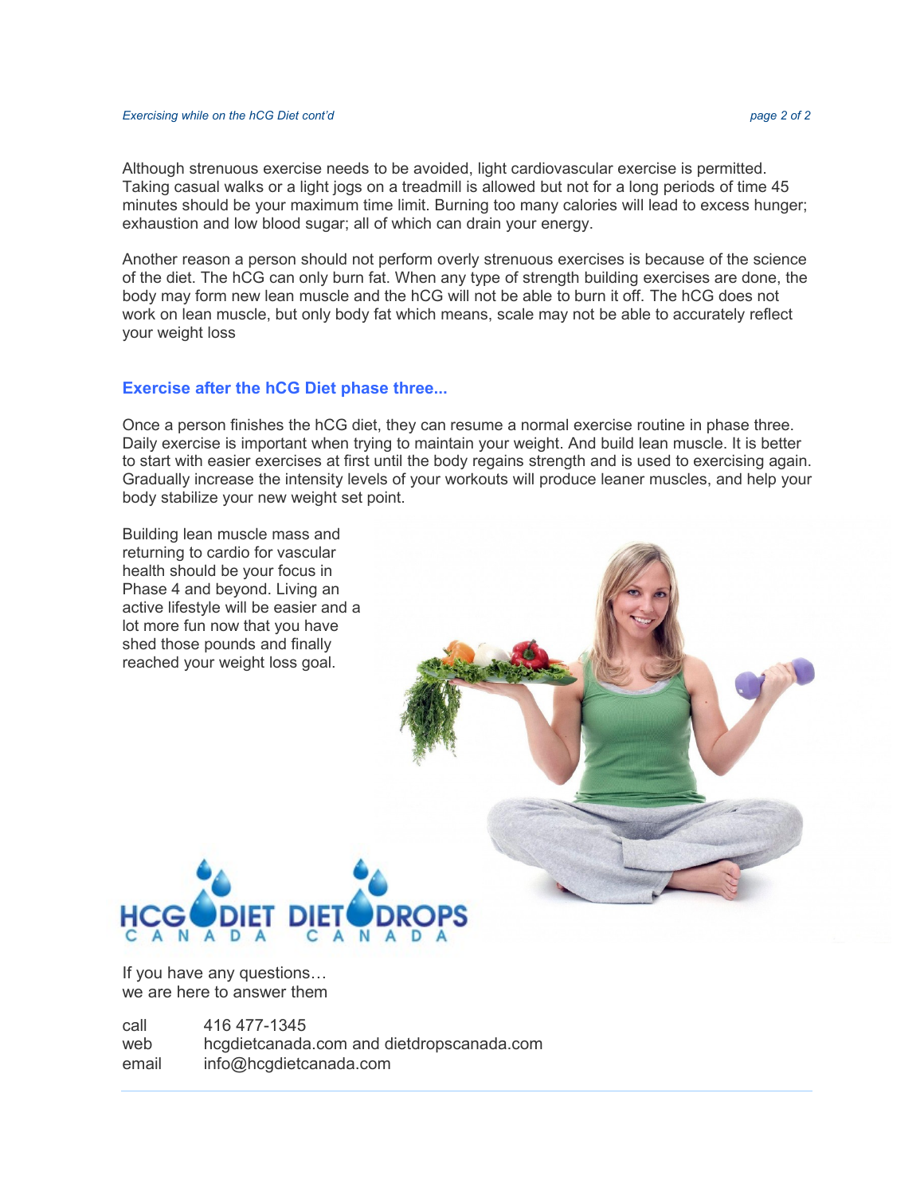Although strenuous exercise needs to be avoided, light cardiovascular exercise is permitted. Taking casual walks or a light jogs on a treadmill is allowed but not for a long periods of time 45 minutes should be your maximum time limit. Burning too many calories will lead to excess hunger; exhaustion and low blood sugar; all of which can drain your energy.

Another reason a person should not perform overly strenuous exercises is because of the science of the diet. The hCG can only burn fat. When any type of strength building exercises are done, the body may form new lean muscle and the hCG will not be able to burn it off. The hCG does not work on lean muscle, but only body fat which means, scale may not be able to accurately reflect your weight loss

## Exercise after the hCG Diet phase three...

Once a person finishes the hCG diet, they can resume a normal exercise routine in phase three. Daily exercise is important when trying to maintain your weight. And build lean muscle. It is better to start with easier exercises at first until the body regains strength and is used to exercising again. Gradually increase the intensity levels of your workouts will produce leaner muscles, and help your body stabilize your new weight set point.

Building lean muscle mass and returning to cardio for vascular health should be your focus in Phase 4 and beyond. Living an active lifestyle will be easier and a lot more fun now that you have shed those pounds and finally reached your weight loss goal.

HCG DIET CANADA DIET DROPS CANADA

If you have any questions…
we are here to answer them

call 416 477-1345
web hcgdietcanada.com and dietdropscanada.com
email info@hcgdietcanada.com